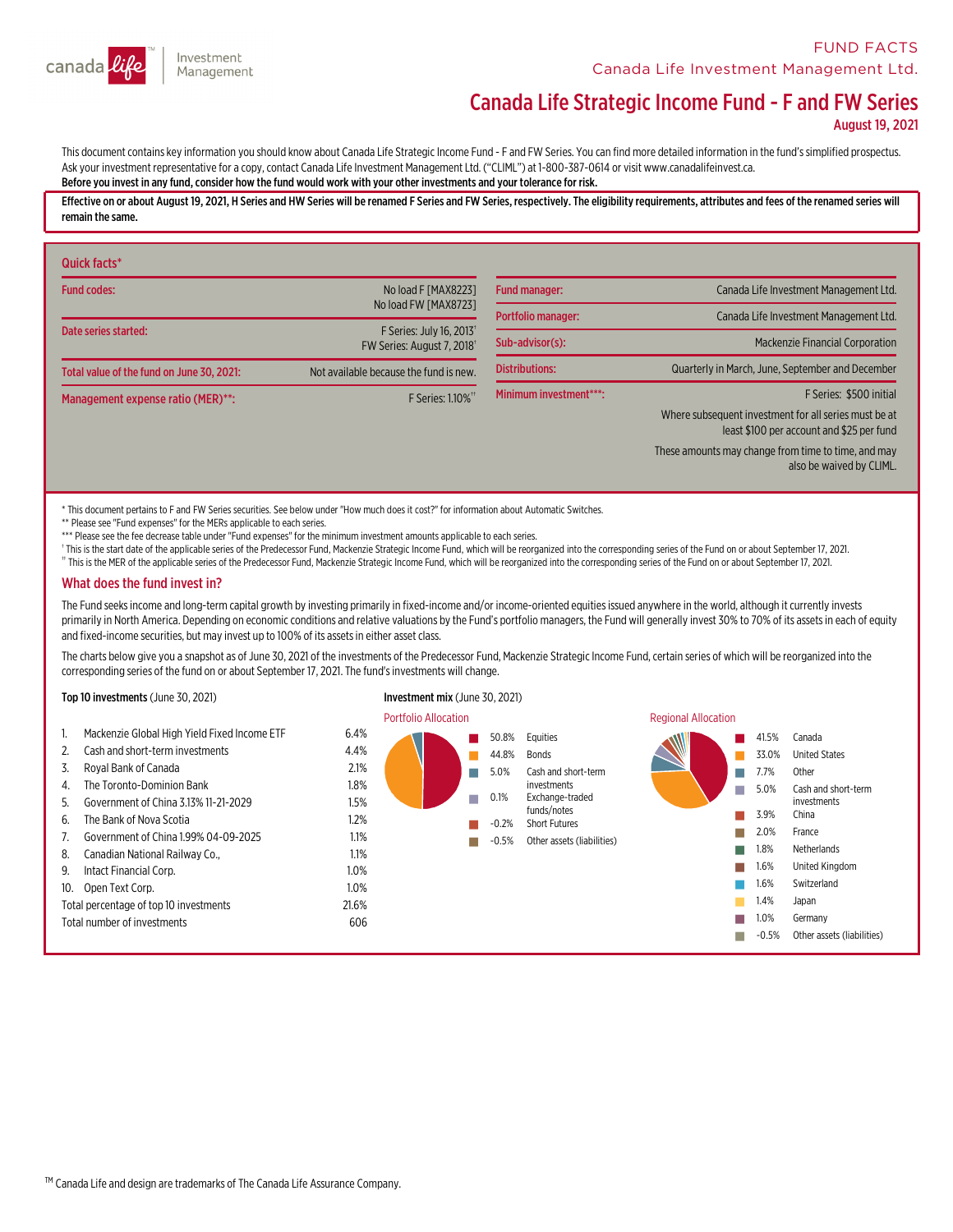FUND FACTS

Canada Life Investment Management Ltd.

# Canada Life Strategic Income Fund - F and FW Series

**August 19, 2021**

This document contains key information you should know about Canada Life Strategic Income Fund - F and FW Series. You can find more detailed information in the fund's simplified prospectus. Ask your investment representative for a copy, contact Canada Life Investment Management Ltd. ("CLIML") at 1-800-387-0614 or visit www.canadalifeinvest.ca.

**Before you invest in any fund, consider how the fund would work with your other investments and your tolerance for risk.**

**Effective on or about August 19, 2021, H Series and HW Series will be renamed F Series and FW Series, respectively. The eligibility requirements, attributes and fees of the renamed series will remain the same.**

## Quick facts*

| | |
|---|---|
| Fund codes: | No load F [MAX8223]<br>No load FW [MAX8723] |
| Date series started: | F Series: July 16, 2013†<br>FW Series: August 7, 2018† |
| Total value of the fund on June 30, 2021: | Not available because the fund is new. |
| Management expense ratio (MER)**: | F Series: 1.10%†† |
| Fund manager: | Canada Life Investment Management Ltd. |
| Portfolio manager: | Canada Life Investment Management Ltd. |
| Sub-advisor(s): | Mackenzie Financial Corporation |
| Distributions: | Quarterly in March, June, September and December |
| Minimum investment***: | F Series: $500 initial<br>Where subsequent investment for all series must be at least $100 per account and $25 per fund<br>These amounts may change from time to time, and may also be waived by CLIML. |

\* This document pertains to F and FW Series securities. See below under "How much does it cost?" for information about Automatic Switches.

\*\* Please see "Fund expenses" for the MERs applicable to each series.

\*\*\* Please see the fee decrease table under "Fund expenses" for the minimum investment amounts applicable to each series.

† This is the start date of the applicable series of the Predecessor Fund, Mackenzie Strategic Income Fund, which will be reorganized into the corresponding series of the Fund on or about September 17, 2021.

†† This is the MER of the applicable series of the Predecessor Fund, Mackenzie Strategic Income Fund, which will be reorganized into the corresponding series of the Fund on or about September 17, 2021.

## What does the fund invest in?

The Fund seeks income and long-term capital growth by investing primarily in fixed-income and/or income-oriented equities issued anywhere in the world, although it currently invests primarily in North America. Depending on economic conditions and relative valuations by the Fund's portfolio managers, the Fund will generally invest 30% to 70% of its assets in each of equity and fixed-income securities, but may invest up to 100% of its assets in either asset class.

The charts below give you a snapshot as of June 30, 2021 of the investments of the Predecessor Fund, Mackenzie Strategic Income Fund, certain series of which will be reorganized into the corresponding series of the fund on or about September 17, 2021. The fund's investments will change.

**Top 10 investments** (June 30, 2021)

| | | |
|---|---|---|
| 1. | Mackenzie Global High Yield Fixed Income ETF | 6.4% |
| 2. | Cash and short-term investments | 4.4% |
| 3. | Royal Bank of Canada | 2.1% |
| 4. | The Toronto-Dominion Bank | 1.8% |
| 5. | Government of China 3.13% 11-21-2029 | 1.5% |
| 6. | The Bank of Nova Scotia | 1.2% |
| 7. | Government of China 1.99% 04-09-2025 | 1.1% |
| 8. | Canadian National Railway Co., | 1.1% |
| 9. | Intact Financial Corp. | 1.0% |
| 10. | Open Text Corp. | 1.0% |
| | Total percentage of top 10 investments | 21.6% |
| | Total number of investments | 606 |

**Investment mix** (June 30, 2021)

Portfolio Allocation

| | |
|---|---|
| 50.8% | Equities |
| 44.8% | Bonds |
| 5.0% | Cash and short-term investments |
| 0.1% | Exchange-traded funds/notes |
| -0.2% | Short Futures |
| -0.5% | Other assets (liabilities) |

Regional Allocation

| | |
|---|---|
| 41.5% | Canada |
| 33.0% | United States |
| 7.7% | Other |
| 5.0% | Cash and short-term investments |
| 3.9% | China |
| 2.0% | France |
| 1.8% | Netherlands |
| 1.6% | United Kingdom |
| 1.6% | Switzerland |
| 1.4% | Japan |
| 1.0% | Germany |
| -0.5% | Other assets (liabilities) |

TM Canada Life and design are trademarks of The Canada Life Assurance Company.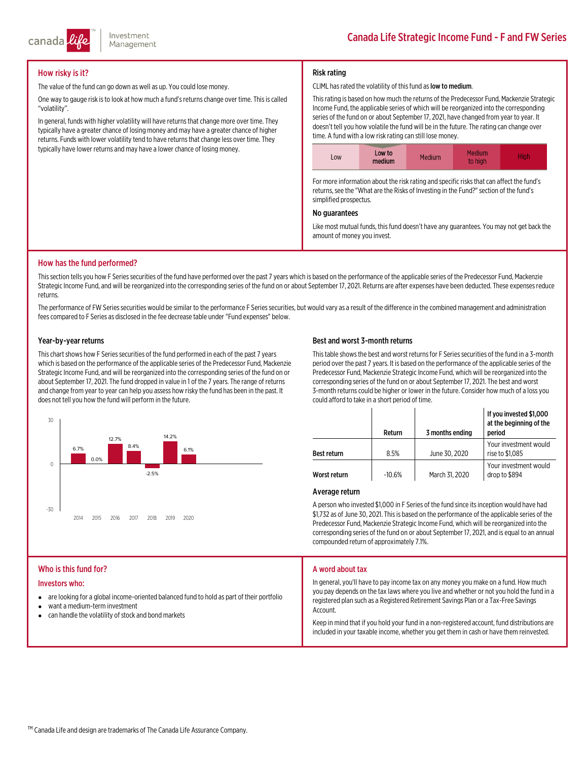# Canada Life Strategic Income Fund - F and FW Series

## How risky is it?

The value of the fund can go down as well as up. You could lose money.

One way to gauge risk is to look at how much a fund's returns change over time. This is called "volatility".

In general, funds with higher volatility will have returns that change more over time. They typically have a greater chance of losing money and may have a greater chance of higher returns. Funds with lower volatility tend to have returns that change less over time. They typically have lower returns and may have a lower chance of losing money.

## Risk rating

CLIML has rated the volatility of this fund as **low to medium**.

This rating is based on how much the returns of the Predecessor Fund, Mackenzie Strategic Income Fund, the applicable series of which will be reorganized into the corresponding series of the fund on or about September 17, 2021, have changed from year to year. It doesn't tell you how volatile the fund will be in the future. The rating can change over time. A fund with a low risk rating can still lose money.

| Low | **Low to medium** | Medium | Medium to high | High |
|---|---|---|---|---|

For more information about the risk rating and specific risks that can affect the fund's returns, see the "What are the Risks of Investing in the Fund?" section of the fund's simplified prospectus.

### No guarantees

Like most mutual funds, this fund doesn't have any guarantees. You may not get back the amount of money you invest.

## How has the fund performed?

This section tells you how F Series securities of the fund have performed over the past 7 years which is based on the performance of the applicable series of the Predecessor Fund, Mackenzie Strategic Income Fund, and will be reorganized into the corresponding series of the fund on or about September 17, 2021. Returns are after expenses have been deducted. These expenses reduce returns.

The performance of FW Series securities would be similar to the performance F Series securities, but would vary as a result of the difference in the combined management and administration fees compared to F Series as disclosed in the fee decrease table under "Fund expenses" below.

### Year-by-year returns

This chart shows how F Series securities of the fund performed in each of the past 7 years which is based on the performance of the applicable series of the Predecessor Fund, Mackenzie Strategic Income Fund, and will be reorganized into the corresponding series of the fund on or about September 17, 2021. The fund dropped in value in 1 of the 7 years. The range of returns and change from year to year can help you assess how risky the fund has been in the past. It does not tell you how the fund will perform in the future.

| 2014 | 2015 | 2016 | 2017 | 2018 | 2019 | 2020 |
|---|---|---|---|---|---|---|
| 6.7% | 0.0% | 12.7% | 8.4% | -2.5% | 14.2% | 6.1% |

### Best and worst 3-month returns

This table shows the best and worst returns for F Series securities of the fund in a 3-month period over the past 7 years. It is based on the performance of the applicable series of the Predecessor Fund, Mackenzie Strategic Income Fund, which will be reorganized into the corresponding series of the fund on or about September 17, 2021. The best and worst 3-month returns could be higher or lower in the future. Consider how much of a loss you could afford to take in a short period of time.

| | Return | 3 months ending | If you invested $1,000 at the beginning of the period |
|---|---|---|---|
| **Best return** | 8.5% | June 30, 2020 | Your investment would rise to $1,085 |
| **Worst return** | -10.6% | March 31, 2020 | Your investment would drop to $894 |

### Average return

A person who invested $1,000 in F Series of the fund since its inception would have had $1,732 as of June 30, 2021. This is based on the performance of the applicable series of the Predecessor Fund, Mackenzie Strategic Income Fund, which will be reorganized into the corresponding series of the fund on or about September 17, 2021, and is equal to an annual compounded return of approximately 7.1%.

## Who is this fund for?

### Investors who:

- are looking for a global income-oriented balanced fund to hold as part of their portfolio
- want a medium-term investment
- can handle the volatility of stock and bond markets

## A word about tax

In general, you'll have to pay income tax on any money you make on a fund. How much you pay depends on the tax laws where you live and whether or not you hold the fund in a registered plan such as a Registered Retirement Savings Plan or a Tax-Free Savings Account.

Keep in mind that if you hold your fund in a non-registered account, fund distributions are included in your taxable income, whether you get them in cash or have them reinvested.

TM Canada Life and design are trademarks of The Canada Life Assurance Company.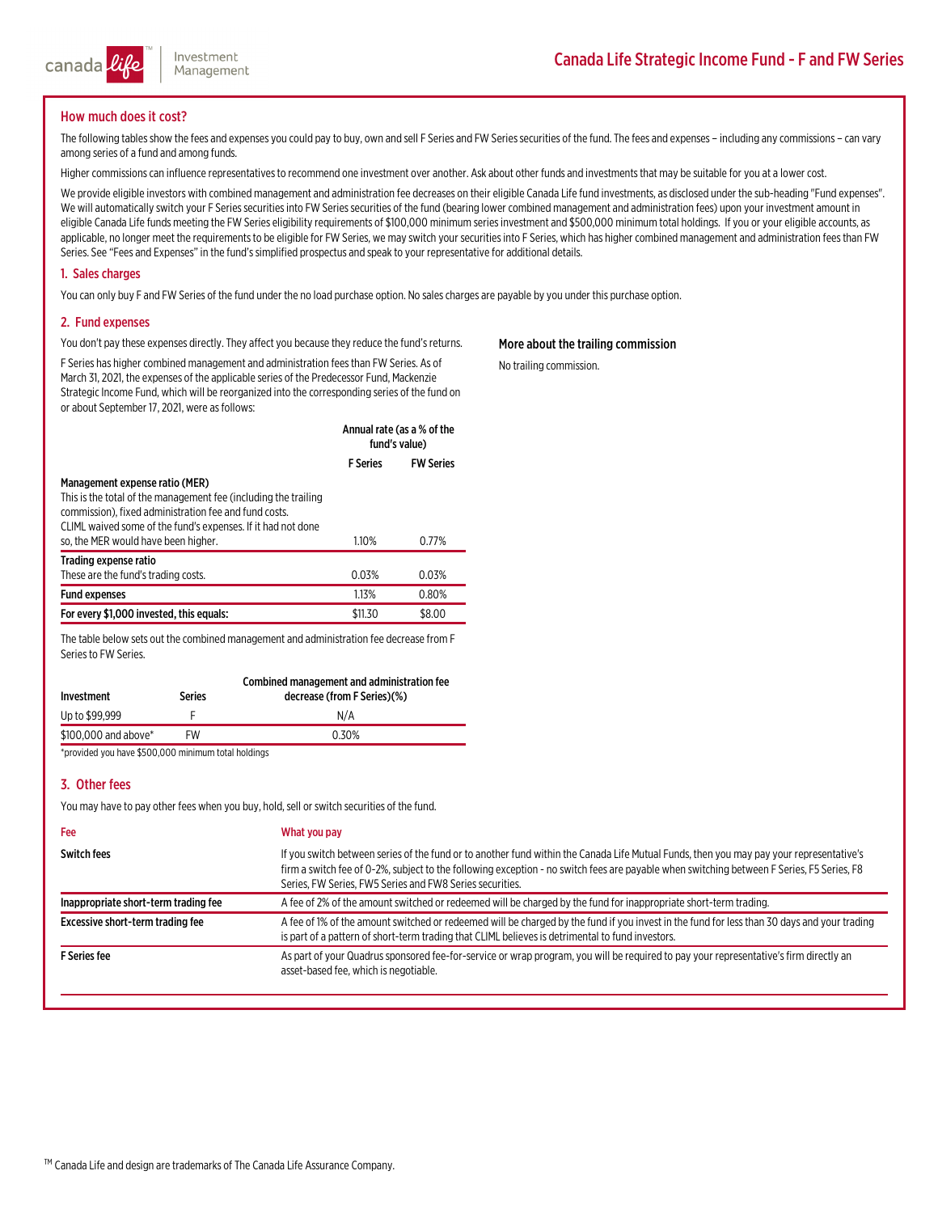# Canada Life Strategic Income Fund - F and FW Series

## How much does it cost?

The following tables show the fees and expenses you could pay to buy, own and sell F Series and FW Series securities of the fund. The fees and expenses – including any commissions – can vary among series of a fund and among funds.

Higher commissions can influence representatives to recommend one investment over another. Ask about other funds and investments that may be suitable for you at a lower cost.

We provide eligible investors with combined management and administration fee decreases on their eligible Canada Life fund investments, as disclosed under the sub-heading "Fund expenses". We will automatically switch your F Series securities into FW Series securities of the fund (bearing lower combined management and administration fees) upon your investment amount in eligible Canada Life funds meeting the FW Series eligibility requirements of $100,000 minimum series investment and $500,000 minimum total holdings. If you or your eligible accounts, as applicable, no longer meet the requirements to be eligible for FW Series, we may switch your securities into F Series, which has higher combined management and administration fees than FW Series. See "Fees and Expenses" in the fund's simplified prospectus and speak to your representative for additional details.

### 1. Sales charges

You can only buy F and FW Series of the fund under the no load purchase option. No sales charges are payable by you under this purchase option.

### 2. Fund expenses

You don't pay these expenses directly. They affect you because they reduce the fund's returns.

F Series has higher combined management and administration fees than FW Series. As of March 31, 2021, the expenses of the applicable series of the Predecessor Fund, Mackenzie Strategic Income Fund, which will be reorganized into the corresponding series of the fund on or about September 17, 2021, were as follows:

| | Annual rate (as a % of the fund's value) | |
|---|---|---|
| | **F Series** | **FW Series** |
| **Management expense ratio (MER)**<br>This is the total of the management fee (including the trailing commission), fixed administration fee and fund costs. CLIML waived some of the fund's expenses. If it had not done so, the MER would have been higher. | 1.10% | 0.77% |
| **Trading expense ratio**<br>These are the fund's trading costs. | 0.03% | 0.03% |
| **Fund expenses** | 1.13% | 0.80% |
| **For every $1,000 invested, this equals:** | $11.30 | $8.00 |

The table below sets out the combined management and administration fee decrease from F Series to FW Series.

| Investment | Series | Combined management and administration fee decrease (from F Series)(%) |
|---|---|---|
| Up to $99,999 | F | N/A |
| $100,000 and above* | FW | 0.30% |

*provided you have $500,000 minimum total holdings

#### More about the trailing commission

No trailing commission.

### 3. Other fees

You may have to pay other fees when you buy, hold, sell or switch securities of the fund.

| Fee | What you pay |
|---|---|
| **Switch fees** | If you switch between series of the fund or to another fund within the Canada Life Mutual Funds, then you may pay your representative's firm a switch fee of 0-2%, subject to the following exception - no switch fees are payable when switching between F Series, F5 Series, F8 Series, FW Series, FW5 Series and FW8 Series securities. |
| **Inappropriate short-term trading fee** | A fee of 2% of the amount switched or redeemed will be charged by the fund for inappropriate short-term trading. |
| **Excessive short-term trading fee** | A fee of 1% of the amount switched or redeemed will be charged by the fund if you invest in the fund for less than 30 days and your trading is part of a pattern of short-term trading that CLIML believes is detrimental to fund investors. |
| **F Series fee** | As part of your Quadrus sponsored fee-for-service or wrap program, you will be required to pay your representative's firm directly an asset-based fee, which is negotiable. |

TM Canada Life and design are trademarks of The Canada Life Assurance Company.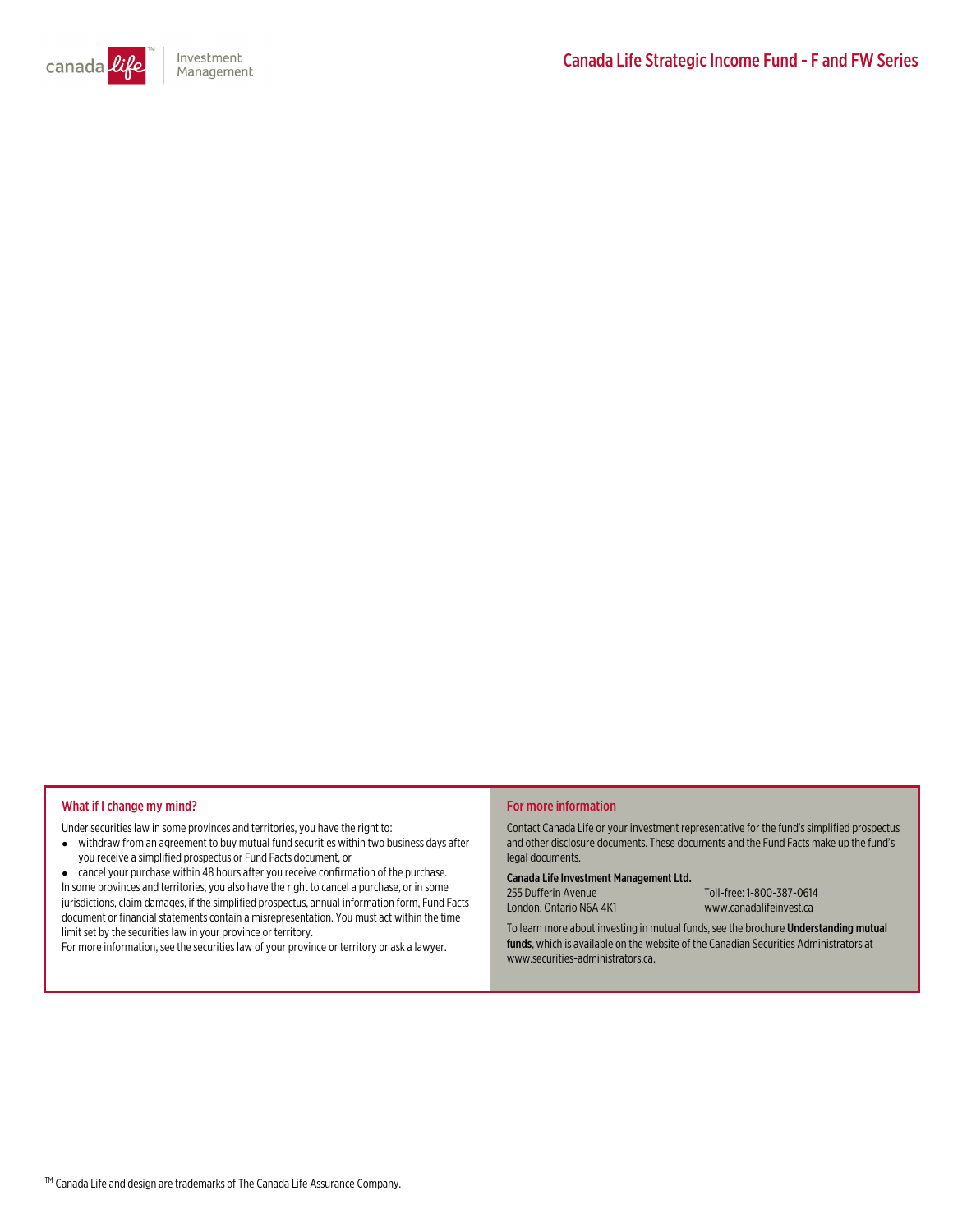## What if I change my mind?

Under securities law in some provinces and territories, you have the right to:

- withdraw from an agreement to buy mutual fund securities within two business days after you receive a simplified prospectus or Fund Facts document, or
- cancel your purchase within 48 hours after you receive confirmation of the purchase.

In some provinces and territories, you also have the right to cancel a purchase, or in some jurisdictions, claim damages, if the simplified prospectus, annual information form, Fund Facts document or financial statements contain a misrepresentation. You must act within the time limit set by the securities law in your province or territory.

For more information, see the securities law of your province or territory or ask a lawyer.

## For more information

Contact Canada Life or your investment representative for the fund's simplified prospectus and other disclosure documents. These documents and the Fund Facts make up the fund's legal documents.

**Canada Life Investment Management Ltd.**
255 Dufferin Avenue
London, Ontario N6A 4K1

Toll-free: 1-800-387-0614
www.canadalifeinvest.ca

To learn more about investing in mutual funds, see the brochure **Understanding mutual funds**, which is available on the website of the Canadian Securities Administrators at www.securities-administrators.ca.

TM Canada Life and design are trademarks of The Canada Life Assurance Company.